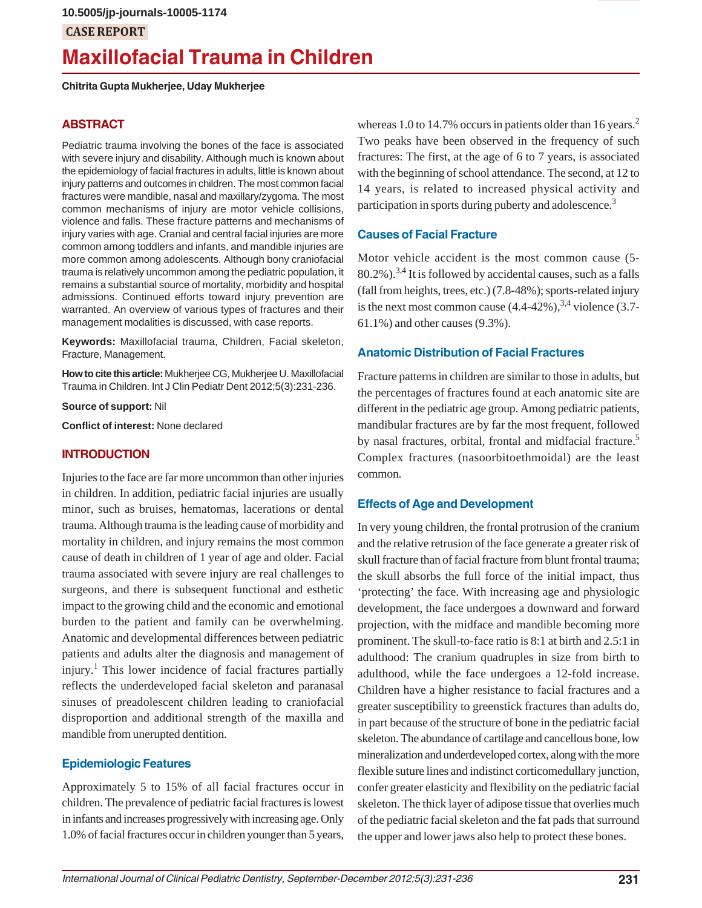10.5005/jp-journals-10005-1174

CASE REPORT

# Maxillofacial Trauma in Children

**Chitrita Gupta Mukherjee, Uday Mukherjee**

## ABSTRACT

Pediatric trauma involving the bones of the face is associated with severe injury and disability. Although much is known about the epidemiology of facial fractures in adults, little is known about injury patterns and outcomes in children. The most common facial fractures were mandible, nasal and maxillary/zygoma. The most common mechanisms of injury are motor vehicle collisions, violence and falls. These fracture patterns and mechanisms of injury varies with age. Cranial and central facial injuries are more common among toddlers and infants, and mandible injuries are more common among adolescents. Although bony craniofacial trauma is relatively uncommon among the pediatric population, it remains a substantial source of mortality, morbidity and hospital admissions. Continued efforts toward injury prevention are warranted. An overview of various types of fractures and their management modalities is discussed, with case reports.

**Keywords:** Maxillofacial trauma, Children, Facial skeleton, Fracture, Management.

**How to cite this article:** Mukherjee CG, Mukherjee U. Maxillofacial Trauma in Children. Int J Clin Pediatr Dent 2012;5(3):231-236.

**Source of support:** Nil

**Conflict of interest:** None declared

## INTRODUCTION

Injuries to the face are far more uncommon than other injuries in children. In addition, pediatric facial injuries are usually minor, such as bruises, hematomas, lacerations or dental trauma. Although trauma is the leading cause of morbidity and mortality in children, and injury remains the most common cause of death in children of 1 year of age and older. Facial trauma associated with severe injury are real challenges to surgeons, and there is subsequent functional and esthetic impact to the growing child and the economic and emotional burden to the patient and family can be overwhelming. Anatomic and developmental differences between pediatric patients and adults alter the diagnosis and management of injury.[1] This lower incidence of facial fractures partially reflects the underdeveloped facial skeleton and paranasal sinuses of preadolescent children leading to craniofacial disproportion and additional strength of the maxilla and mandible from unerupted dentition.

### Epidemiologic Features

Approximately 5 to 15% of all facial fractures occur in children. The prevalence of pediatric facial fractures is lowest in infants and increases progressively with increasing age. Only 1.0% of facial fractures occur in children younger than 5 years, whereas 1.0 to 14.7% occurs in patients older than 16 years.[2] Two peaks have been observed in the frequency of such fractures: The first, at the age of 6 to 7 years, is associated with the beginning of school attendance. The second, at 12 to 14 years, is related to increased physical activity and participation in sports during puberty and adolescence.[3]

### Causes of Facial Fracture

Motor vehicle accident is the most common cause (5-80.2%).[3,4] It is followed by accidental causes, such as a falls (fall from heights, trees, etc.) (7.8-48%); sports-related injury is the next most common cause (4.4-42%),[3,4] violence (3.7-61.1%) and other causes (9.3%).

### Anatomic Distribution of Facial Fractures

Fracture patterns in children are similar to those in adults, but the percentages of fractures found at each anatomic site are different in the pediatric age group. Among pediatric patients, mandibular fractures are by far the most frequent, followed by nasal fractures, orbital, frontal and midfacial fracture.[5] Complex fractures (nasoorbitoethmoidal) are the least common.

### Effects of Age and Development

In very young children, the frontal protrusion of the cranium and the relative retrusion of the face generate a greater risk of skull fracture than of facial fracture from blunt frontal trauma; the skull absorbs the full force of the initial impact, thus 'protecting' the face. With increasing age and physiologic development, the face undergoes a downward and forward projection, with the midface and mandible becoming more prominent. The skull-to-face ratio is 8:1 at birth and 2.5:1 in adulthood: The cranium quadruples in size from birth to adulthood, while the face undergoes a 12-fold increase. Children have a higher resistance to facial fractures and a greater susceptibility to greenstick fractures than adults do, in part because of the structure of bone in the pediatric facial skeleton. The abundance of cartilage and cancellous bone, low mineralization and underdeveloped cortex, along with the more flexible suture lines and indistinct corticomedullary junction, confer greater elasticity and flexibility on the pediatric facial skeleton. The thick layer of adipose tissue that overlies much of the pediatric facial skeleton and the fat pads that surround the upper and lower jaws also help to protect these bones.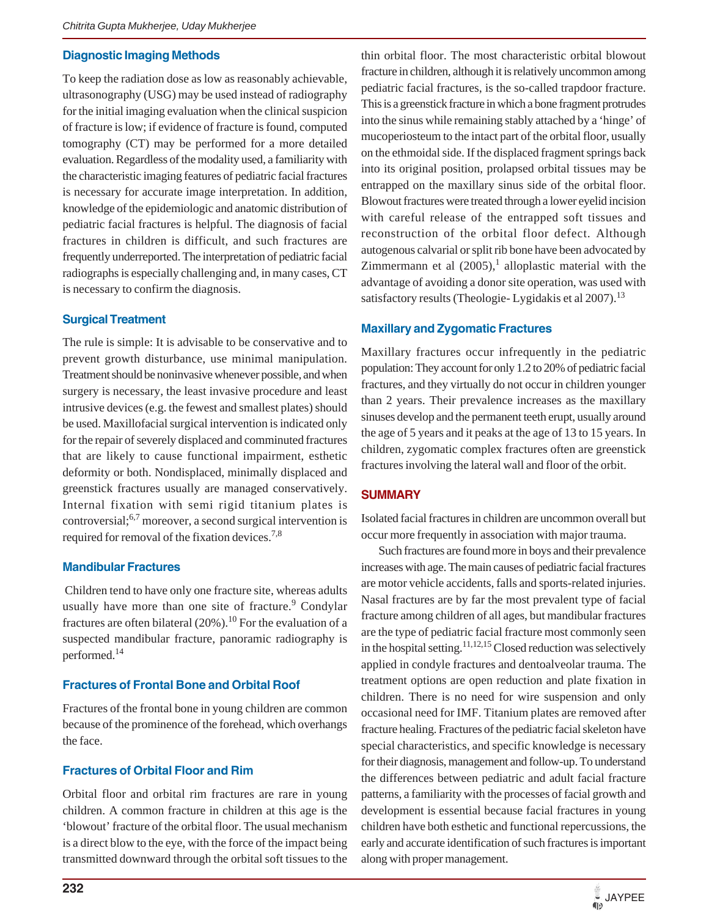### Diagnostic Imaging Methods

To keep the radiation dose as low as reasonably achievable, ultrasonography (USG) may be used instead of radiography for the initial imaging evaluation when the clinical suspicion of fracture is low; if evidence of fracture is found, computed tomography (CT) may be performed for a more detailed evaluation. Regardless of the modality used, a familiarity with the characteristic imaging features of pediatric facial fractures is necessary for accurate image interpretation. In addition, knowledge of the epidemiologic and anatomic distribution of pediatric facial fractures is helpful. The diagnosis of facial fractures in children is difficult, and such fractures are frequently underreported. The interpretation of pediatric facial radiographs is especially challenging and, in many cases, CT is necessary to confirm the diagnosis.

### Surgical Treatment

The rule is simple: It is advisable to be conservative and to prevent growth disturbance, use minimal manipulation. Treatment should be noninvasive whenever possible, and when surgery is necessary, the least invasive procedure and least intrusive devices (e.g. the fewest and smallest plates) should be used. Maxillofacial surgical intervention is indicated only for the repair of severely displaced and comminuted fractures that are likely to cause functional impairment, esthetic deformity or both. Nondisplaced, minimally displaced and greenstick fractures usually are managed conservatively. Internal fixation with semi rigid titanium plates is controversial;[6,7] moreover, a second surgical intervention is required for removal of the fixation devices.[7,8]

### Mandibular Fractures

Children tend to have only one fracture site, whereas adults usually have more than one site of fracture.[9] Condylar fractures are often bilateral (20%).[10] For the evaluation of a suspected mandibular fracture, panoramic radiography is performed.[14]

### Fractures of Frontal Bone and Orbital Roof

Fractures of the frontal bone in young children are common because of the prominence of the forehead, which overhangs the face.

### Fractures of Orbital Floor and Rim

Orbital floor and orbital rim fractures are rare in young children. A common fracture in children at this age is the 'blowout' fracture of the orbital floor. The usual mechanism is a direct blow to the eye, with the force of the impact being transmitted downward through the orbital soft tissues to the thin orbital floor. The most characteristic orbital blowout fracture in children, although it is relatively uncommon among pediatric facial fractures, is the so-called trapdoor fracture. This is a greenstick fracture in which a bone fragment protrudes into the sinus while remaining stably attached by a 'hinge' of mucoperiosteum to the intact part of the orbital floor, usually on the ethmoidal side. If the displaced fragment springs back into its original position, prolapsed orbital tissues may be entrapped on the maxillary sinus side of the orbital floor. Blowout fractures were treated through a lower eyelid incision with careful release of the entrapped soft tissues and reconstruction of the orbital floor defect. Although autogenous calvarial or split rib bone have been advocated by Zimmermann et al (2005),[1] alloplastic material with the advantage of avoiding a donor site operation, was used with satisfactory results (Theologie- Lygidakis et al 2007).[13]

### Maxillary and Zygomatic Fractures

Maxillary fractures occur infrequently in the pediatric population: They account for only 1.2 to 20% of pediatric facial fractures, and they virtually do not occur in children younger than 2 years. Their prevalence increases as the maxillary sinuses develop and the permanent teeth erupt, usually around the age of 5 years and it peaks at the age of 13 to 15 years. In children, zygomatic complex fractures often are greenstick fractures involving the lateral wall and floor of the orbit.

## SUMMARY

Isolated facial fractures in children are uncommon overall but occur more frequently in association with major trauma.

Such fractures are found more in boys and their prevalence increases with age. The main causes of pediatric facial fractures are motor vehicle accidents, falls and sports-related injuries. Nasal fractures are by far the most prevalent type of facial fracture among children of all ages, but mandibular fractures are the type of pediatric facial fracture most commonly seen in the hospital setting.[11,12,15] Closed reduction was selectively applied in condyle fractures and dentoalveolar trauma. The treatment options are open reduction and plate fixation in children. There is no need for wire suspension and only occasional need for IMF. Titanium plates are removed after fracture healing. Fractures of the pediatric facial skeleton have special characteristics, and specific knowledge is necessary for their diagnosis, management and follow-up. To understand the differences between pediatric and adult facial fracture patterns, a familiarity with the processes of facial growth and development is essential because facial fractures in young children have both esthetic and functional repercussions, the early and accurate identification of such fractures is important along with proper management.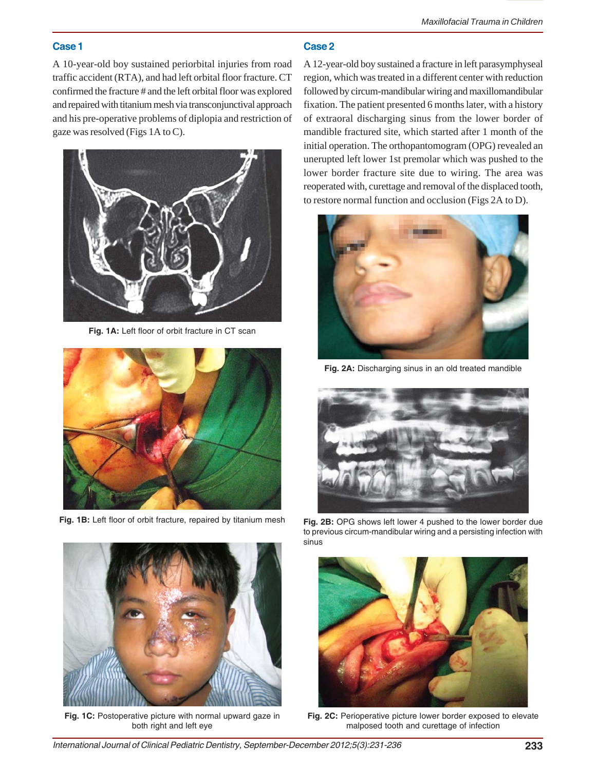## Case 1

A 10-year-old boy sustained periorbital injuries from road traffic accident (RTA), and had left orbital floor fracture. CT confirmed the fracture # and the left orbital floor was explored and repaired with titanium mesh via transconjunctival approach and his pre-operative problems of diplopia and restriction of gaze was resolved (Figs 1A to C).

**Fig. 1A:** Left floor of orbit fracture in CT scan

**Fig. 1B:** Left floor of orbit fracture, repaired by titanium mesh

**Fig. 1C:** Postoperative picture with normal upward gaze in both right and left eye

## Case 2

A 12-year-old boy sustained a fracture in left parasymphyseal region, which was treated in a different center with reduction followed by circum-mandibular wiring and maxillomandibular fixation. The patient presented 6 months later, with a history of extraoral discharging sinus from the lower border of mandible fractured site, which started after 1 month of the initial operation. The orthopantomogram (OPG) revealed an unerupted left lower 1st premolar which was pushed to the lower border fracture site due to wiring. The area was reoperated with, curettage and removal of the displaced tooth, to restore normal function and occlusion (Figs 2A to D).

**Fig. 2A:** Discharging sinus in an old treated mandible

**Fig. 2B:** OPG shows left lower 4 pushed to the lower border due to previous circum-mandibular wiring and a persisting infection with sinus

**Fig. 2C:** Perioperative picture lower border exposed to elevate malposed tooth and curettage of infection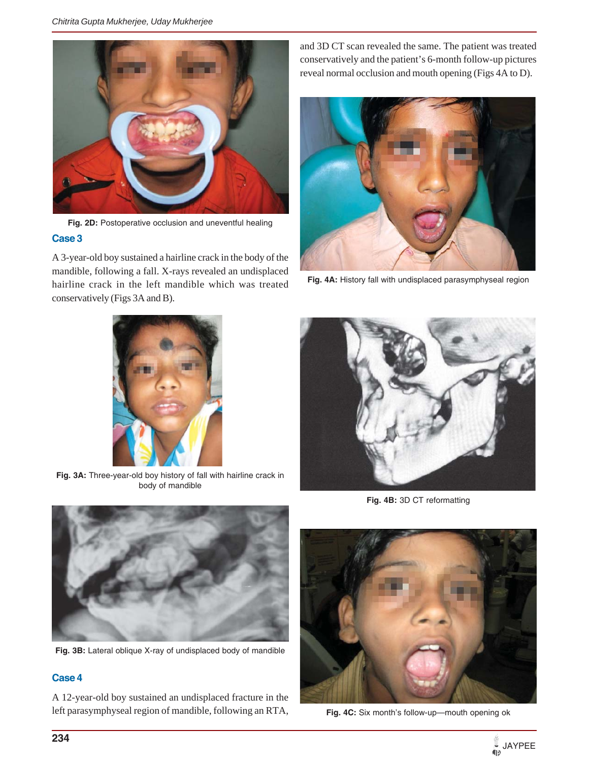Fig. 2D: Postoperative occlusion and uneventful healing

### Case 3

A 3-year-old boy sustained a hairline crack in the body of the mandible, following a fall. X-rays revealed an undisplaced hairline crack in the left mandible which was treated conservatively (Figs 3A and B).

Fig. 3A: Three-year-old boy history of fall with hairline crack in body of mandible

Fig. 3B: Lateral oblique X-ray of undisplaced body of mandible

### Case 4

A 12-year-old boy sustained an undisplaced fracture in the left parasymphyseal region of mandible, following an RTA, and 3D CT scan revealed the same. The patient was treated conservatively and the patient's 6-month follow-up pictures reveal normal occlusion and mouth opening (Figs 4A to D).

Fig. 4A: History fall with undisplaced parasymphyseal region

Fig. 4B: 3D CT reformatting

Fig. 4C: Six month's follow-up—mouth opening ok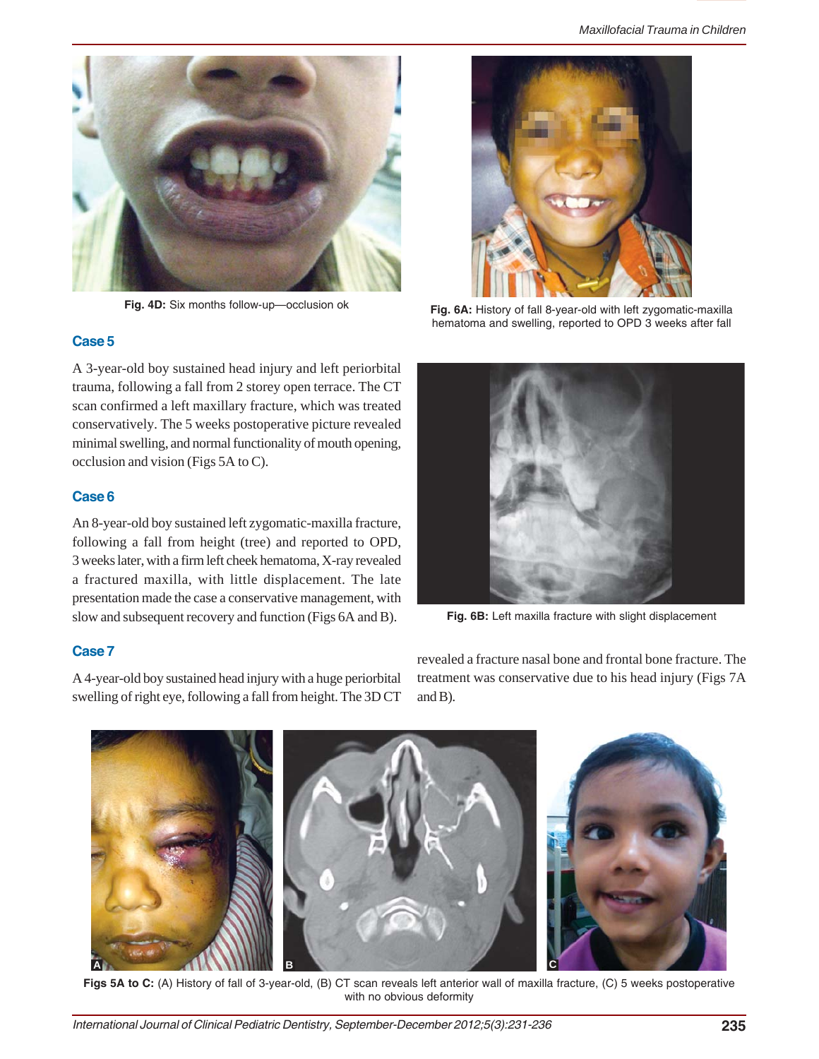Fig. 4D: Six months follow-up—occlusion ok

Fig. 6A: History of fall 8-year-old with left zygomatic-maxilla hematoma and swelling, reported to OPD 3 weeks after fall

### Case 5

A 3-year-old boy sustained head injury and left periorbital trauma, following a fall from 2 storey open terrace. The CT scan confirmed a left maxillary fracture, which was treated conservatively. The 5 weeks postoperative picture revealed minimal swelling, and normal functionality of mouth opening, occlusion and vision (Figs 5A to C).

### Case 6

An 8-year-old boy sustained left zygomatic-maxilla fracture, following a fall from height (tree) and reported to OPD, 3 weeks later, with a firm left cheek hematoma, X-ray revealed a fractured maxilla, with little displacement. The late presentation made the case a conservative management, with slow and subsequent recovery and function (Figs 6A and B).

Fig. 6B: Left maxilla fracture with slight displacement

### Case 7

A 4-year-old boy sustained head injury with a huge periorbital swelling of right eye, following a fall from height. The 3D CT revealed a fracture nasal bone and frontal bone fracture. The treatment was conservative due to his head injury (Figs 7A and B).

Figs 5A to C: (A) History of fall of 3-year-old, (B) CT scan reveals left anterior wall of maxilla fracture, (C) 5 weeks postoperative with no obvious deformity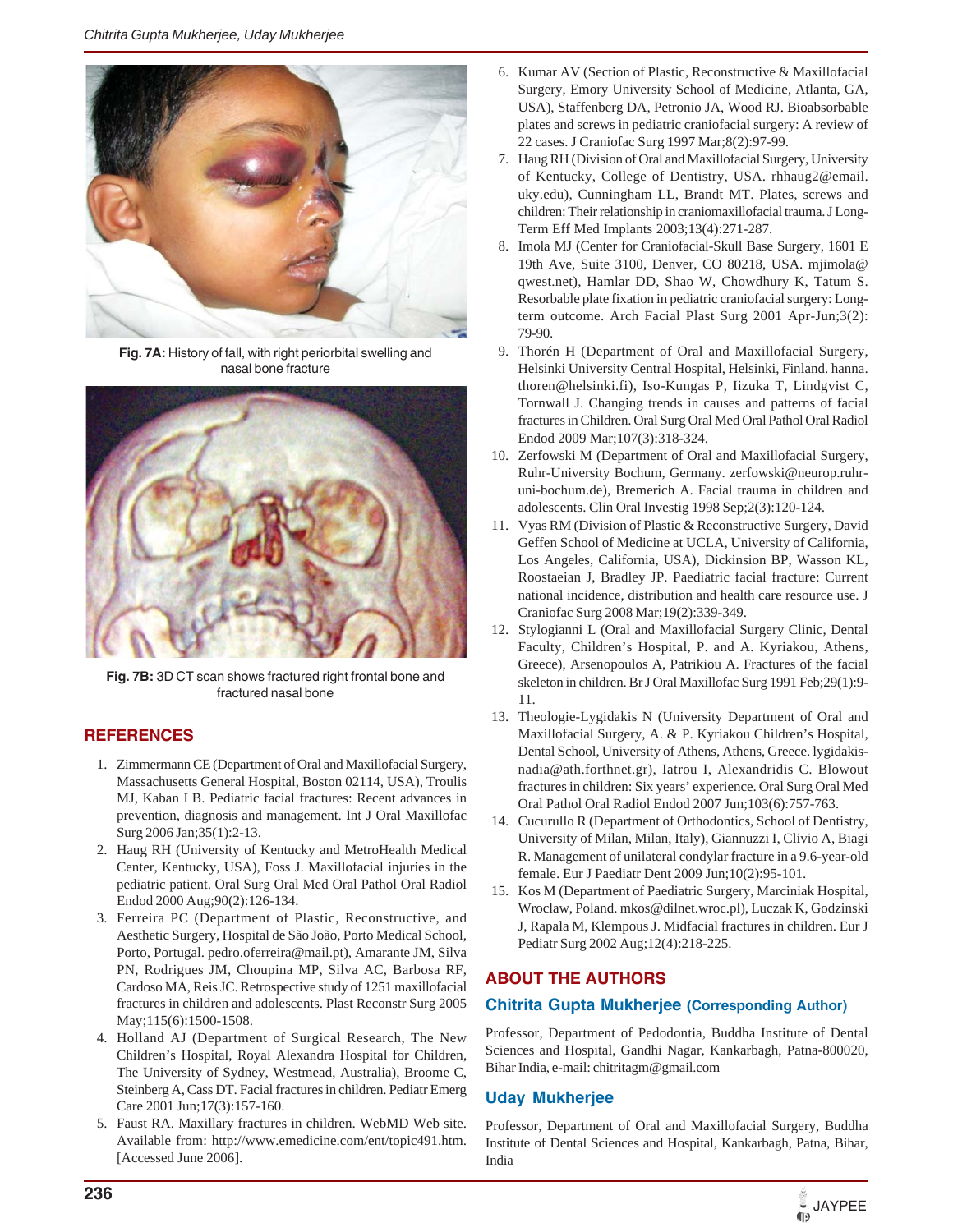Fig. 7A: History of fall, with right periorbital swelling and nasal bone fracture

Fig. 7B: 3D CT scan shows fractured right frontal bone and fractured nasal bone

## REFERENCES

1. Zimmermann CE (Department of Oral and Maxillofacial Surgery, Massachusetts General Hospital, Boston 02114, USA), Troulis MJ, Kaban LB. Pediatric facial fractures: Recent advances in prevention, diagnosis and management. Int J Oral Maxillofac Surg 2006 Jan;35(1):2-13.
2. Haug RH (University of Kentucky and MetroHealth Medical Center, Kentucky, USA), Foss J. Maxillofacial injuries in the pediatric patient. Oral Surg Oral Med Oral Pathol Oral Radiol Endod 2000 Aug;90(2):126-134.
3. Ferreira PC (Department of Plastic, Reconstructive, and Aesthetic Surgery, Hospital de São João, Porto Medical School, Porto, Portugal. pedro.oferreira@mail.pt), Amarante JM, Silva PN, Rodrigues JM, Choupina MP, Silva AC, Barbosa RF, Cardoso MA, Reis JC. Retrospective study of 1251 maxillofacial fractures in children and adolescents. Plast Reconstr Surg 2005 May;115(6):1500-1508.
4. Holland AJ (Department of Surgical Research, The New Children's Hospital, Royal Alexandra Hospital for Children, The University of Sydney, Westmead, Australia), Broome C, Steinberg A, Cass DT. Facial fractures in children. Pediatr Emerg Care 2001 Jun;17(3):157-160.
5. Faust RA. Maxillary fractures in children. WebMD Web site. Available from: http://www.emedicine.com/ent/topic491.htm. [Accessed June 2006].
6. Kumar AV (Section of Plastic, Reconstructive & Maxillofacial Surgery, Emory University School of Medicine, Atlanta, GA, USA), Staffenberg DA, Petronio JA, Wood RJ. Bioabsorbable plates and screws in pediatric craniofacial surgery: A review of 22 cases. J Craniofac Surg 1997 Mar;8(2):97-99.
7. Haug RH (Division of Oral and Maxillofacial Surgery, University of Kentucky, College of Dentistry, USA. rhhaug2@email.uky.edu), Cunningham LL, Brandt MT. Plates, screws and children: Their relationship in craniomaxillofacial trauma. J Long-Term Eff Med Implants 2003;13(4):271-287.
8. Imola MJ (Center for Craniofacial-Skull Base Surgery, 1601 E 19th Ave, Suite 3100, Denver, CO 80218, USA. mjimola@qwest.net), Hamlar DD, Shao W, Chowdhury K, Tatum S. Resorbable plate fixation in pediatric craniofacial surgery: Long-term outcome. Arch Facial Plast Surg 2001 Apr-Jun;3(2):79-90.
9. Thorén H (Department of Oral and Maxillofacial Surgery, Helsinki University Central Hospital, Helsinki, Finland. hanna.thoren@helsinki.fi), Iso-Kungas P, Iizuka T, Lindgvist C, Tornwall J. Changing trends in causes and patterns of facial fractures in Children. Oral Surg Oral Med Oral Pathol Oral Radiol Endod 2009 Mar;107(3):318-324.
10. Zerfowski M (Department of Oral and Maxillofacial Surgery, Ruhr-University Bochum, Germany. zerfowski@neurop.ruhr-uni-bochum.de), Bremerich A. Facial trauma in children and adolescents. Clin Oral Investig 1998 Sep;2(3):120-124.
11. Vyas RM (Division of Plastic & Reconstructive Surgery, David Geffen School of Medicine at UCLA, University of California, Los Angeles, California, USA), Dickinsion BP, Wasson KL, Roostaeian J, Bradley JP. Paediatric facial fracture: Current national incidence, distribution and health care resource use. J Craniofac Surg 2008 Mar;19(2):339-349.
12. Stylogianni L (Oral and Maxillofacial Surgery Clinic, Dental Faculty, Children's Hospital, P. and A. Kyriakou, Athens, Greece), Arsenopoulos A, Patrikiou A. Fractures of the facial skeleton in children. Br J Oral Maxillofac Surg 1991 Feb;29(1):9-11.
13. Theologie-Lygidakis N (University Department of Oral and Maxillofacial Surgery, A. & P. Kyriakou Children's Hospital, Dental School, University of Athens, Athens, Greece. lygidakis-nadia@ath.forthnet.gr), Iatrou I, Alexandridis C. Blowout fractures in children: Six years' experience. Oral Surg Oral Med Oral Pathol Oral Radiol Endod 2007 Jun;103(6):757-763.
14. Cucurullo R (Department of Orthodontics, School of Dentistry, University of Milan, Milan, Italy), Giannuzzi I, Clivio A, Biagi R. Management of unilateral condylar fracture in a 9.6-year-old female. Eur J Paediatr Dent 2009 Jun;10(2):95-101.
15. Kos M (Department of Paediatric Surgery, Marciniak Hospital, Wroclaw, Poland. mkos@dilnet.wroc.pl), Luczak K, Godzinski J, Rapala M, Klempous J. Midfacial fractures in children. Eur J Pediatr Surg 2002 Aug;12(4):218-225.

## ABOUT THE AUTHORS

### Chitrita Gupta Mukherjee (Corresponding Author)

Professor, Department of Pedodontia, Buddha Institute of Dental Sciences and Hospital, Gandhi Nagar, Kankarbagh, Patna-800020, Bihar India, e-mail: chitritagm@gmail.com

### Uday Mukherjee

Professor, Department of Oral and Maxillofacial Surgery, Buddha Institute of Dental Sciences and Hospital, Kankarbagh, Patna, Bihar, India